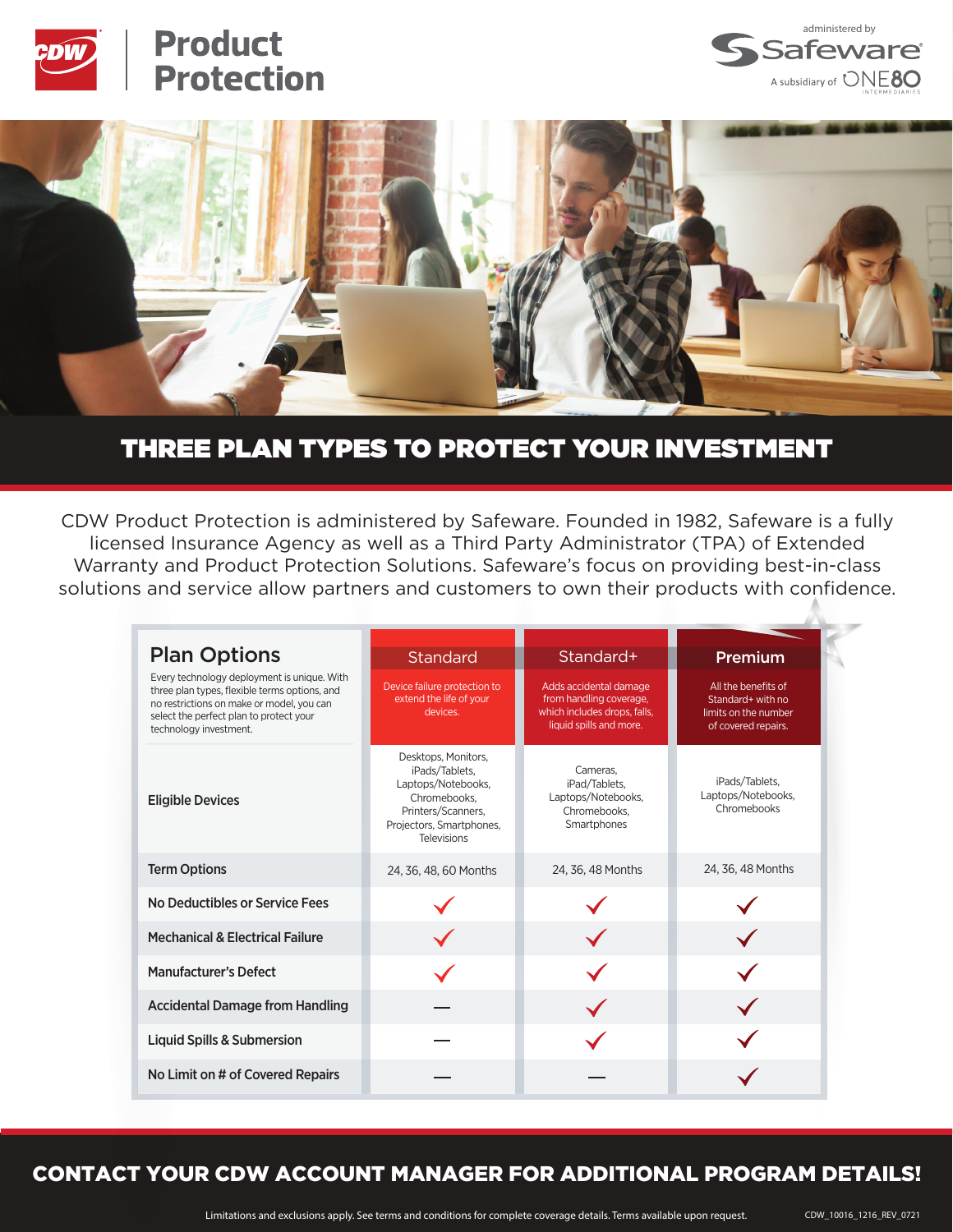# Product Protection

administered by Safeware

A subsidiary of ONE80 INTERMEDIARIES

## THREE PLAN TYPES TO PROTECT YOUR INVESTMENT

CDW Product Protection is administered by Safeware. Founded in 1982, Safeware is a fully licensed Insurance Agency as well as a Third Party Administrator (TPA) of Extended Warranty and Product Protection Solutions. Safeware's focus on providing best-in-class solutions and service allow partners and customers to own their products with confidence.

| **Plan Options**<br>Every technology deployment is unique. With three plan types, flexible terms options, and no restrictions on make or model, you can select the perfect plan to protect your technology investment. | **Standard**<br>Device failure protection to extend the life of your devices. | **Standard+**<br>Adds accidental damage from handling coverage, which includes drops, falls, liquid spills and more. | **Premium**<br>All the benefits of Standard+ with no limits on the number of covered repairs. |
|---|---|---|---|
| Eligible Devices | Desktops, Monitors, iPads/Tablets, Laptops/Notebooks, Chromebooks, Printers/Scanners, Projectors, Smartphones, Televisions | Cameras, iPad/Tablets, Laptops/Notebooks, Chromebooks, Smartphones | iPads/Tablets, Laptops/Notebooks, Chromebooks |
| Term Options | 24, 36, 48, 60 Months | 24, 36, 48 Months | 24, 36, 48 Months |
| No Deductibles or Service Fees | ✓ | ✓ | ✓ |
| Mechanical & Electrical Failure | ✓ | ✓ | ✓ |
| Manufacturer's Defect | ✓ | ✓ | ✓ |
| Accidental Damage from Handling | — | ✓ | ✓ |
| Liquid Spills & Submersion | — | ✓ | ✓ |
| No Limit on # of Covered Repairs | — | — | ✓ |

## CONTACT YOUR CDW ACCOUNT MANAGER FOR ADDITIONAL PROGRAM DETAILS!

Limitations and exclusions apply. See terms and conditions for complete coverage details. Terms available upon request.

CDW_10016_1216_REV_0721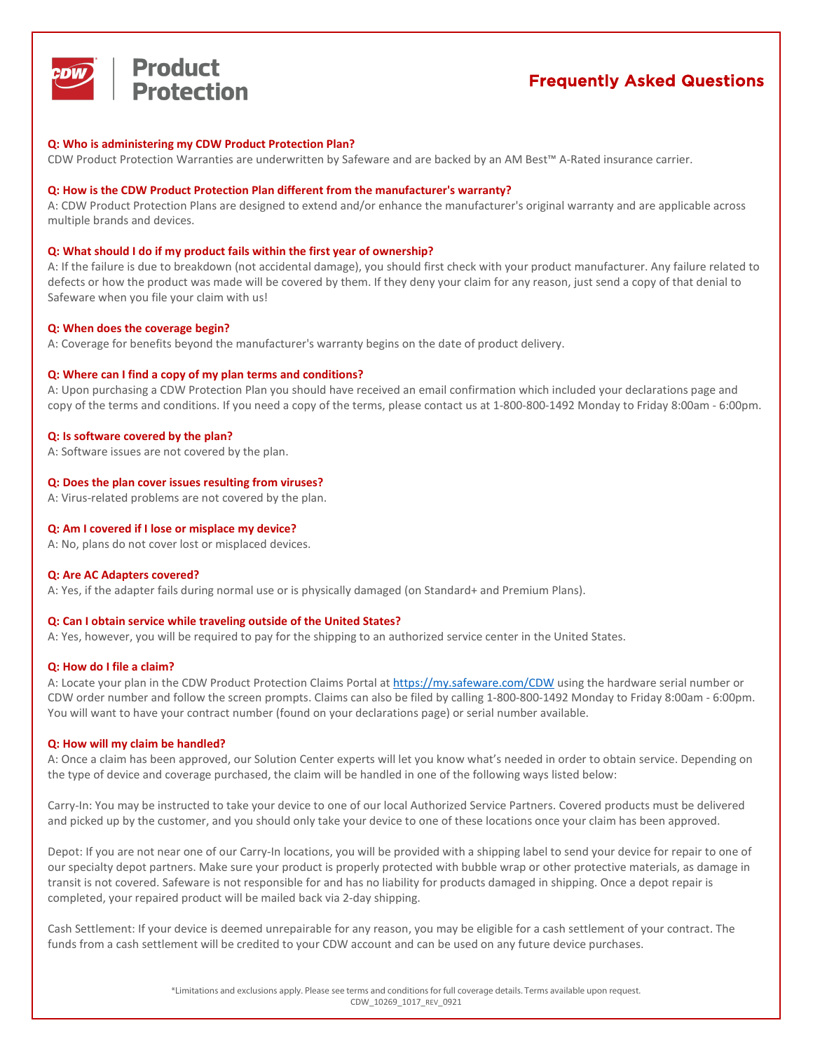# Product Protection

## Frequently Asked Questions

**Q: Who is administering my CDW Product Protection Plan?**

CDW Product Protection Warranties are underwritten by Safeware and are backed by an AM Best™ A-Rated insurance carrier.

**Q: How is the CDW Product Protection Plan different from the manufacturer's warranty?**

A: CDW Product Protection Plans are designed to extend and/or enhance the manufacturer's original warranty and are applicable across multiple brands and devices.

**Q: What should I do if my product fails within the first year of ownership?**

A: If the failure is due to breakdown (not accidental damage), you should first check with your product manufacturer. Any failure related to defects or how the product was made will be covered by them. If they deny your claim for any reason, just send a copy of that denial to Safeware when you file your claim with us!

**Q: When does the coverage begin?**

A: Coverage for benefits beyond the manufacturer's warranty begins on the date of product delivery.

**Q: Where can I find a copy of my plan terms and conditions?**

A: Upon purchasing a CDW Protection Plan you should have received an email confirmation which included your declarations page and copy of the terms and conditions. If you need a copy of the terms, please contact us at 1-800-800-1492 Monday to Friday 8:00am - 6:00pm.

**Q: Is software covered by the plan?**

A: Software issues are not covered by the plan.

**Q: Does the plan cover issues resulting from viruses?**

A: Virus-related problems are not covered by the plan.

**Q: Am I covered if I lose or misplace my device?**

A: No, plans do not cover lost or misplaced devices.

**Q: Are AC Adapters covered?**

A: Yes, if the adapter fails during normal use or is physically damaged (on Standard+ and Premium Plans).

**Q: Can I obtain service while traveling outside of the United States?**

A: Yes, however, you will be required to pay for the shipping to an authorized service center in the United States.

**Q: How do I file a claim?**

A: Locate your plan in the CDW Product Protection Claims Portal at [https://my.safeware.com/CDW](https://my.safeware.com/CDW) using the hardware serial number or CDW order number and follow the screen prompts. Claims can also be filed by calling 1-800-800-1492 Monday to Friday 8:00am - 6:00pm. You will want to have your contract number (found on your declarations page) or serial number available.

**Q: How will my claim be handled?**

A: Once a claim has been approved, our Solution Center experts will let you know what's needed in order to obtain service. Depending on the type of device and coverage purchased, the claim will be handled in one of the following ways listed below:

Carry-In: You may be instructed to take your device to one of our local Authorized Service Partners. Covered products must be delivered and picked up by the customer, and you should only take your device to one of these locations once your claim has been approved.

Depot: If you are not near one of our Carry-In locations, you will be provided with a shipping label to send your device for repair to one of our specialty depot partners. Make sure your product is properly protected with bubble wrap or other protective materials, as damage in transit is not covered. Safeware is not responsible for and has no liability for products damaged in shipping. Once a depot repair is completed, your repaired product will be mailed back via 2-day shipping.

Cash Settlement: If your device is deemed unrepairable for any reason, you may be eligible for a cash settlement of your contract. The funds from a cash settlement will be credited to your CDW account and can be used on any future device purchases.

*Limitations and exclusions apply. Please see terms and conditions for full coverage details. Terms available upon request.

CDW_10269_1017_REV_0921